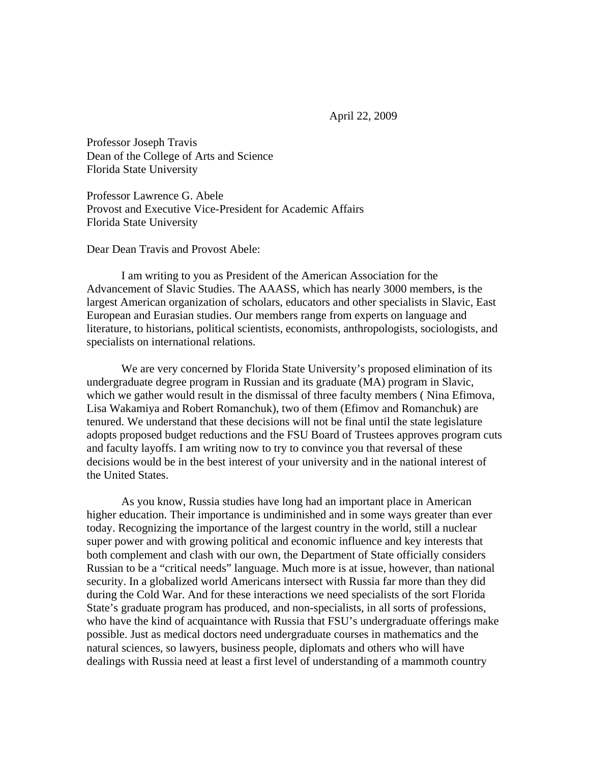April 22, 2009

Professor Joseph Travis
Dean of the College of Arts and Science
Florida State University

Professor Lawrence G. Abele
Provost and Executive Vice-President for Academic Affairs
Florida State University

Dear Dean Travis and Provost Abele:

I am writing to you as President of the American Association for the Advancement of Slavic Studies. The AAASS, which has nearly 3000 members, is the largest American organization of scholars, educators and other specialists in Slavic, East European and Eurasian studies. Our members range from experts on language and literature, to historians, political scientists, economists, anthropologists, sociologists, and specialists on international relations.

We are very concerned by Florida State University's proposed elimination of its undergraduate degree program in Russian and its graduate (MA) program in Slavic, which we gather would result in the dismissal of three faculty members ( Nina Efimova, Lisa Wakamiya and Robert Romanchuk), two of them (Efimov and Romanchuk) are tenured. We understand that these decisions will not be final until the state legislature adopts proposed budget reductions and the FSU Board of Trustees approves program cuts and faculty layoffs. I am writing now to try to convince you that reversal of these decisions would be in the best interest of your university and in the national interest of the United States.

As you know, Russia studies have long had an important place in American higher education. Their importance is undiminished and in some ways greater than ever today. Recognizing the importance of the largest country in the world, still a nuclear super power and with growing political and economic influence and key interests that both complement and clash with our own, the Department of State officially considers Russian to be a "critical needs" language. Much more is at issue, however, than national security. In a globalized world Americans intersect with Russia far more than they did during the Cold War. And for these interactions we need specialists of the sort Florida State's graduate program has produced, and non-specialists, in all sorts of professions, who have the kind of acquaintance with Russia that FSU's undergraduate offerings make possible. Just as medical doctors need undergraduate courses in mathematics and the natural sciences, so lawyers, business people, diplomats and others who will have dealings with Russia need at least a first level of understanding of a mammoth country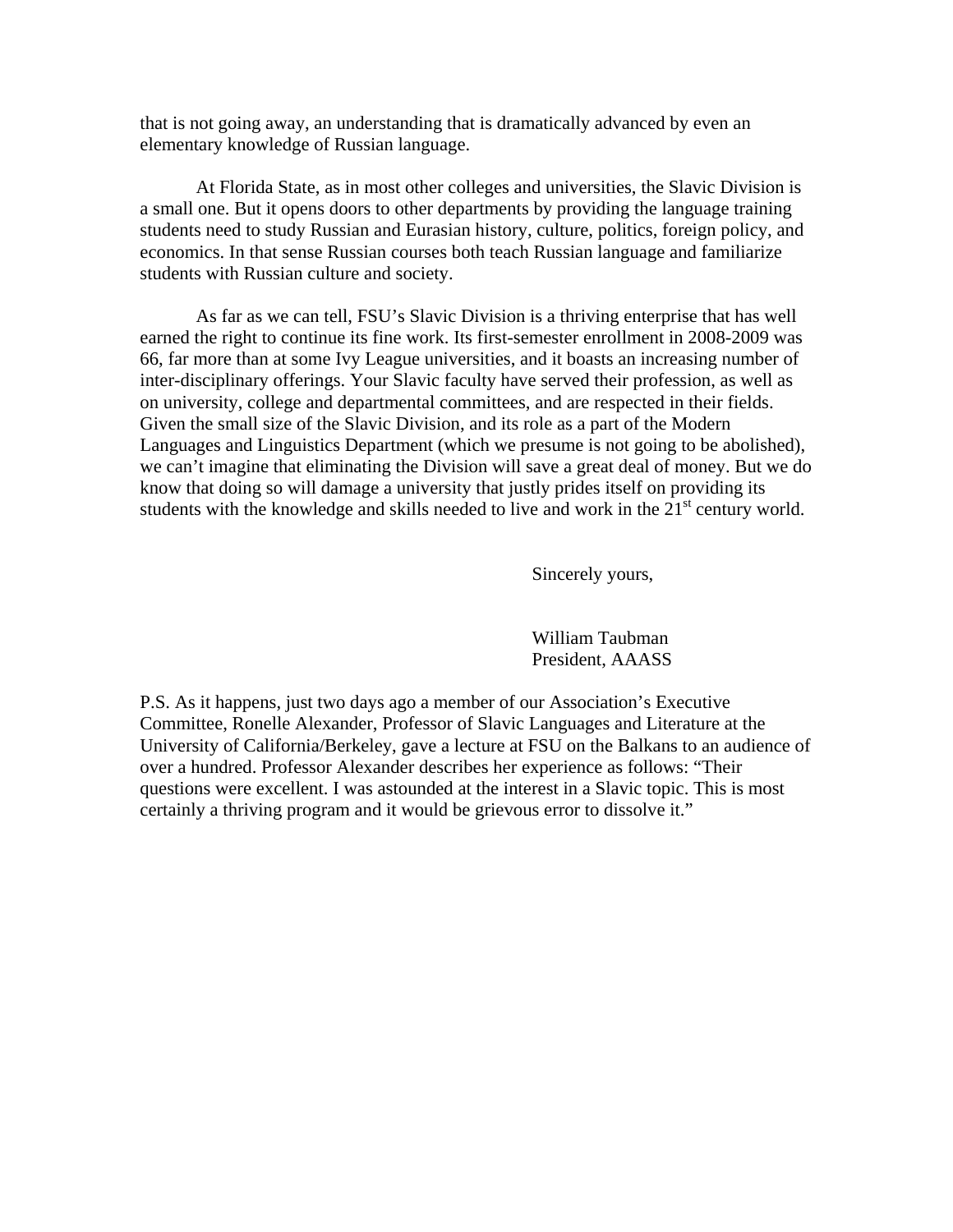that is not going away, an understanding that is dramatically advanced by even an elementary knowledge of Russian language.

At Florida State, as in most other colleges and universities, the Slavic Division is a small one. But it opens doors to other departments by providing the language training students need to study Russian and Eurasian history, culture, politics, foreign policy, and economics. In that sense Russian courses both teach Russian language and familiarize students with Russian culture and society.

As far as we can tell, FSU's Slavic Division is a thriving enterprise that has well earned the right to continue its fine work. Its first-semester enrollment in 2008-2009 was 66, far more than at some Ivy League universities, and it boasts an increasing number of inter-disciplinary offerings. Your Slavic faculty have served their profession, as well as on university, college and departmental committees, and are respected in their fields. Given the small size of the Slavic Division, and its role as a part of the Modern Languages and Linguistics Department (which we presume is not going to be abolished), we can't imagine that eliminating the Division will save a great deal of money. But we do know that doing so will damage a university that justly prides itself on providing its students with the knowledge and skills needed to live and work in the 21st century world.

Sincerely yours,

William Taubman
President, AAASS

P.S. As it happens, just two days ago a member of our Association's Executive Committee, Ronelle Alexander, Professor of Slavic Languages and Literature at the University of California/Berkeley, gave a lecture at FSU on the Balkans to an audience of over a hundred. Professor Alexander describes her experience as follows: "Their questions were excellent. I was astounded at the interest in a Slavic topic. This is most certainly a thriving program and it would be grievous error to dissolve it."